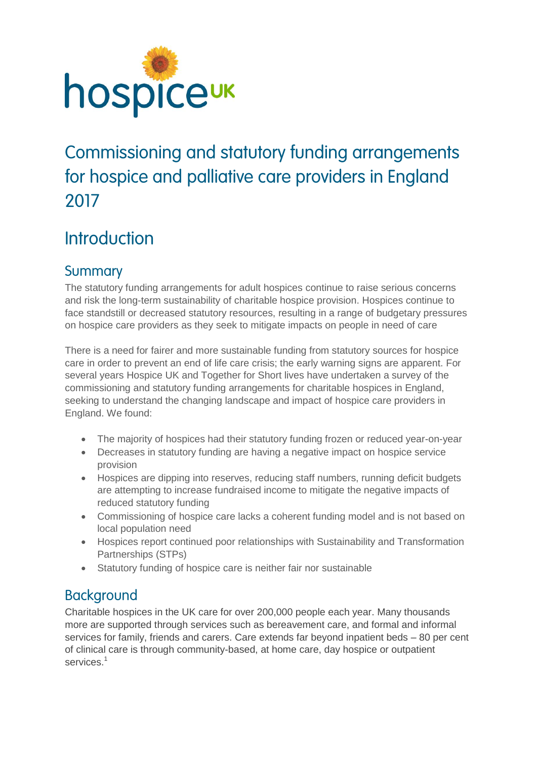hospice UK

# Commissioning and statutory funding arrangements for hospice and palliative care providers in England 2017

## Introduction

### Summary

The statutory funding arrangements for adult hospices continue to raise serious concerns and risk the long-term sustainability of charitable hospice provision. Hospices continue to face standstill or decreased statutory resources, resulting in a range of budgetary pressures on hospice care providers as they seek to mitigate impacts on people in need of care

There is a need for fairer and more sustainable funding from statutory sources for hospice care in order to prevent an end of life care crisis; the early warning signs are apparent. For several years Hospice UK and Together for Short lives have undertaken a survey of the commissioning and statutory funding arrangements for charitable hospices in England, seeking to understand the changing landscape and impact of hospice care providers in England. We found:

- The majority of hospices had their statutory funding frozen or reduced year-on-year
- Decreases in statutory funding are having a negative impact on hospice service provision
- Hospices are dipping into reserves, reducing staff numbers, running deficit budgets are attempting to increase fundraised income to mitigate the negative impacts of reduced statutory funding
- Commissioning of hospice care lacks a coherent funding model and is not based on local population need
- Hospices report continued poor relationships with Sustainability and Transformation Partnerships (STPs)
- Statutory funding of hospice care is neither fair nor sustainable

### Background

Charitable hospices in the UK care for over 200,000 people each year. Many thousands more are supported through services such as bereavement care, and formal and informal services for family, friends and carers. Care extends far beyond inpatient beds – 80 per cent of clinical care is through community-based, at home care, day hospice or outpatient services.[1]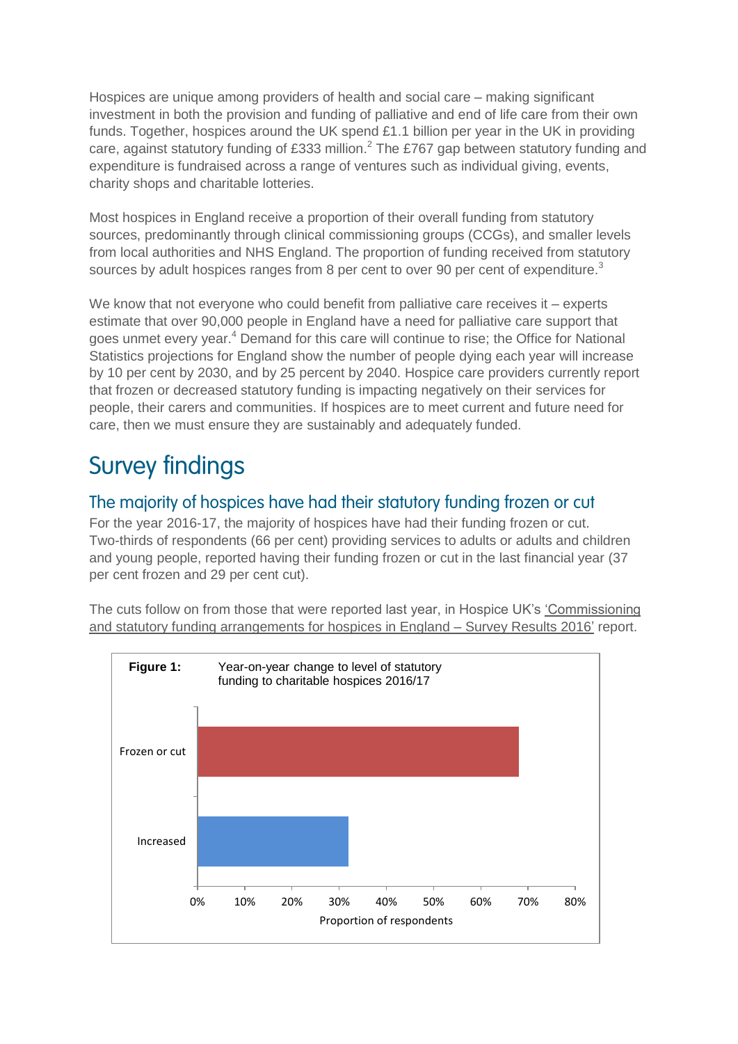Hospices are unique among providers of health and social care – making significant investment in both the provision and funding of palliative and end of life care from their own funds. Together, hospices around the UK spend £1.1 billion per year in the UK in providing care, against statutory funding of £333 million.[2] The £767 gap between statutory funding and expenditure is fundraised across a range of ventures such as individual giving, events, charity shops and charitable lotteries.

Most hospices in England receive a proportion of their overall funding from statutory sources, predominantly through clinical commissioning groups (CCGs), and smaller levels from local authorities and NHS England. The proportion of funding received from statutory sources by adult hospices ranges from 8 per cent to over 90 per cent of expenditure.[3]

We know that not everyone who could benefit from palliative care receives it – experts estimate that over 90,000 people in England have a need for palliative care support that goes unmet every year.[4] Demand for this care will continue to rise; the Office for National Statistics projections for England show the number of people dying each year will increase by 10 per cent by 2030, and by 25 percent by 2040. Hospice care providers currently report that frozen or decreased statutory funding is impacting negatively on their services for people, their carers and communities. If hospices are to meet current and future need for care, then we must ensure they are sustainably and adequately funded.

# Survey findings

## The majority of hospices have had their statutory funding frozen or cut

For the year 2016-17, the majority of hospices have had their funding frozen or cut. Two-thirds of respondents (66 per cent) providing services to adults or adults and children and young people, reported having their funding frozen or cut in the last financial year (37 per cent frozen and 29 per cent cut).

The cuts follow on from those that were reported last year, in Hospice UK's 'Commissioning and statutory funding arrangements for hospices in England – Survey Results 2016' report.

**Figure 1:** Year-on-year change to level of statutory funding to charitable hospices 2016/17

| Category | Proportion of respondents |
|---|---|
| Frozen or cut | ~68% |
| Increased | ~32% |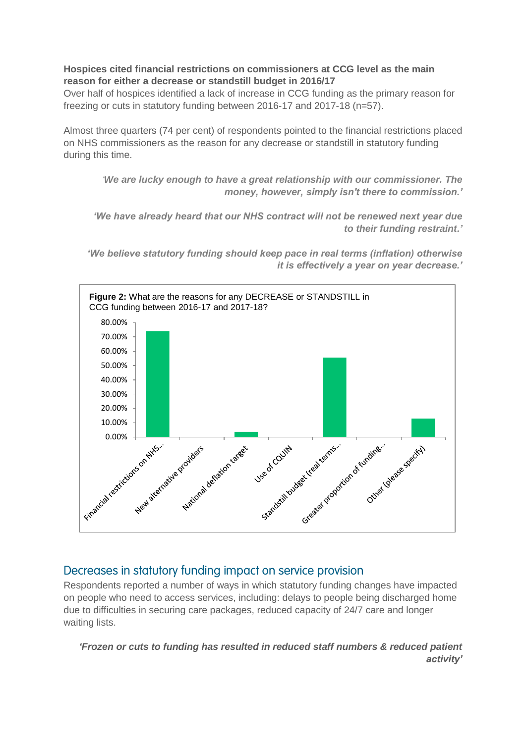**Hospices cited financial restrictions on commissioners at CCG level as the main reason for either a decrease or standstill budget in 2016/17**

Over half of hospices identified a lack of increase in CCG funding as the primary reason for freezing or cuts in statutory funding between 2016-17 and 2017-18 (n=57).

Almost three quarters (74 per cent) of respondents pointed to the financial restrictions placed on NHS commissioners as the reason for any decrease or standstill in statutory funding during this time.

> ***'We are lucky enough to have a great relationship with our commissioner. The money, however, simply isn't there to commission.'***

> ***'We have already heard that our NHS contract will not be renewed next year due to their funding restraint.'***

> ***'We believe statutory funding should keep pace in real terms (inflation) otherwise it is effectively a year on year decrease.'***

**Figure 2:** What are the reasons for any DECREASE or STANDSTILL in CCG funding between 2016-17 and 2017-18?

| Reason | Percentage (approx.) |
|---|---|
| Financial restrictions on NHS... | 74% |
| New alternative providers | 0% |
| National deflation target | 3.5% |
| Use of CQUIN | 0% |
| Standstill budget (real terms... | 55.5% |
| Greater proportion of funding... | 0% |
| Other (please specify) | 13% |

## Decreases in statutory funding impact on service provision

Respondents reported a number of ways in which statutory funding changes have impacted on people who need to access services, including: delays to people being discharged home due to difficulties in securing care packages, reduced capacity of 24/7 care and longer waiting lists.

> ***'Frozen or cuts to funding has resulted in reduced staff numbers & reduced patient activity'***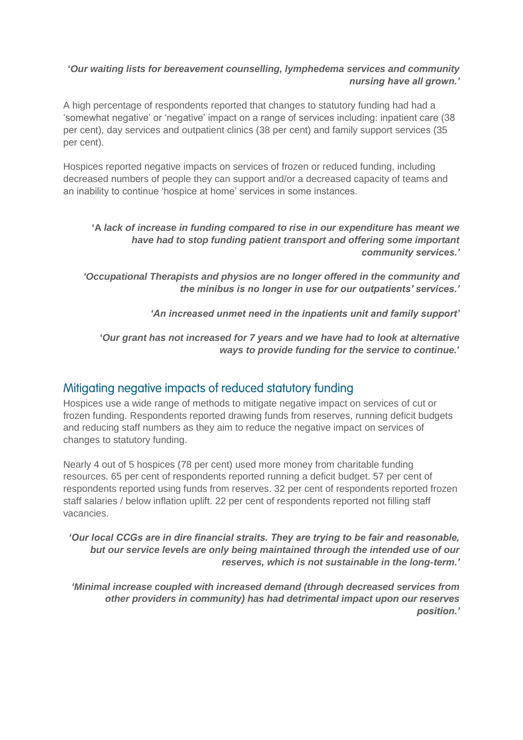***'Our waiting lists for bereavement counselling, lymphedema services and community nursing have all grown.'***

A high percentage of respondents reported that changes to statutory funding had had a 'somewhat negative' or 'negative' impact on a range of services including: inpatient care (38 per cent), day services and outpatient clinics (38 per cent) and family support services (35 per cent).

Hospices reported negative impacts on services of frozen or reduced funding, including decreased numbers of people they can support and/or a decreased capacity of teams and an inability to continue 'hospice at home' services in some instances.

***'A lack of increase in funding compared to rise in our expenditure has meant we have had to stop funding patient transport and offering some important community services.'***

***'Occupational Therapists and physios are no longer offered in the community and the minibus is no longer in use for our outpatients' services.'***

***'An increased unmet need in the inpatients unit and family support'***

***'Our grant has not increased for 7 years and we have had to look at alternative ways to provide funding for the service to continue.'***

## Mitigating negative impacts of reduced statutory funding

Hospices use a wide range of methods to mitigate negative impact on services of cut or frozen funding. Respondents reported drawing funds from reserves, running deficit budgets and reducing staff numbers as they aim to reduce the negative impact on services of changes to statutory funding.

Nearly 4 out of 5 hospices (78 per cent) used more money from charitable funding resources. 65 per cent of respondents reported running a deficit budget. 57 per cent of respondents reported using funds from reserves. 32 per cent of respondents reported frozen staff salaries / below inflation uplift. 22 per cent of respondents reported not filling staff vacancies.

***'Our local CCGs are in dire financial straits. They are trying to be fair and reasonable, but our service levels are only being maintained through the intended use of our reserves, which is not sustainable in the long-term.'***

***'Minimal increase coupled with increased demand (through decreased services from other providers in community) has had detrimental impact upon our reserves position.'***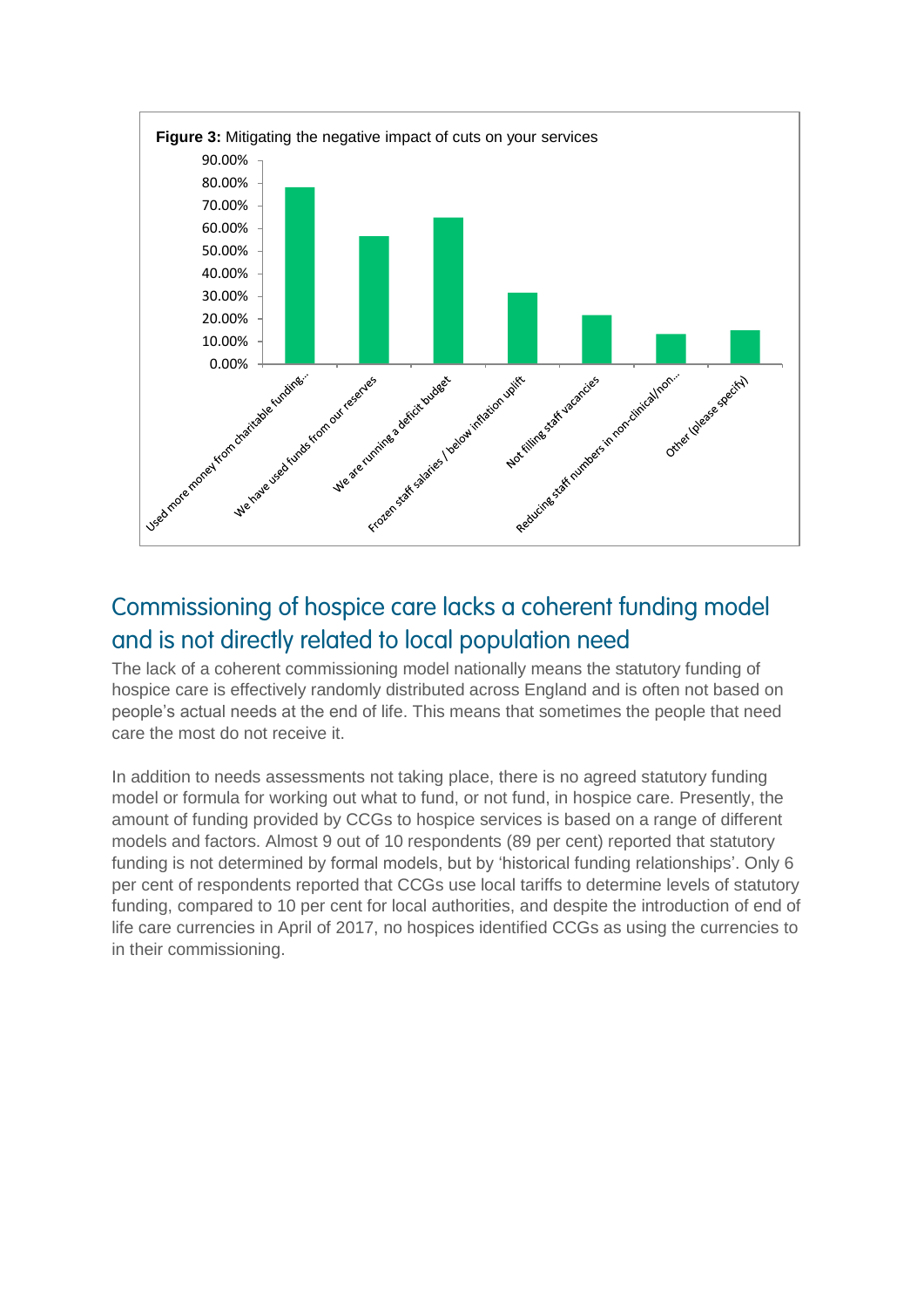**Figure 3:** Mitigating the negative impact of cuts on your services

| Response | Percentage (approx.) |
|---|---|
| Used more money from charitable funding... | 78% |
| We have used funds from our reserves | 57% |
| We are running a deficit budget | 65% |
| Frozen staff salaries / below inflation uplift | 32% |
| Not filling staff vacancies | 22% |
| Reducing staff numbers in non-clinical/non... | 13% |
| Other (please specify) | 15% |

## Commissioning of hospice care lacks a coherent funding model and is not directly related to local population need

The lack of a coherent commissioning model nationally means the statutory funding of hospice care is effectively randomly distributed across England and is often not based on people's actual needs at the end of life. This means that sometimes the people that need care the most do not receive it.

In addition to needs assessments not taking place, there is no agreed statutory funding model or formula for working out what to fund, or not fund, in hospice care. Presently, the amount of funding provided by CCGs to hospice services is based on a range of different models and factors. Almost 9 out of 10 respondents (89 per cent) reported that statutory funding is not determined by formal models, but by 'historical funding relationships'. Only 6 per cent of respondents reported that CCGs use local tariffs to determine levels of statutory funding, compared to 10 per cent for local authorities, and despite the introduction of end of life care currencies in April of 2017, no hospices identified CCGs as using the currencies to in their commissioning.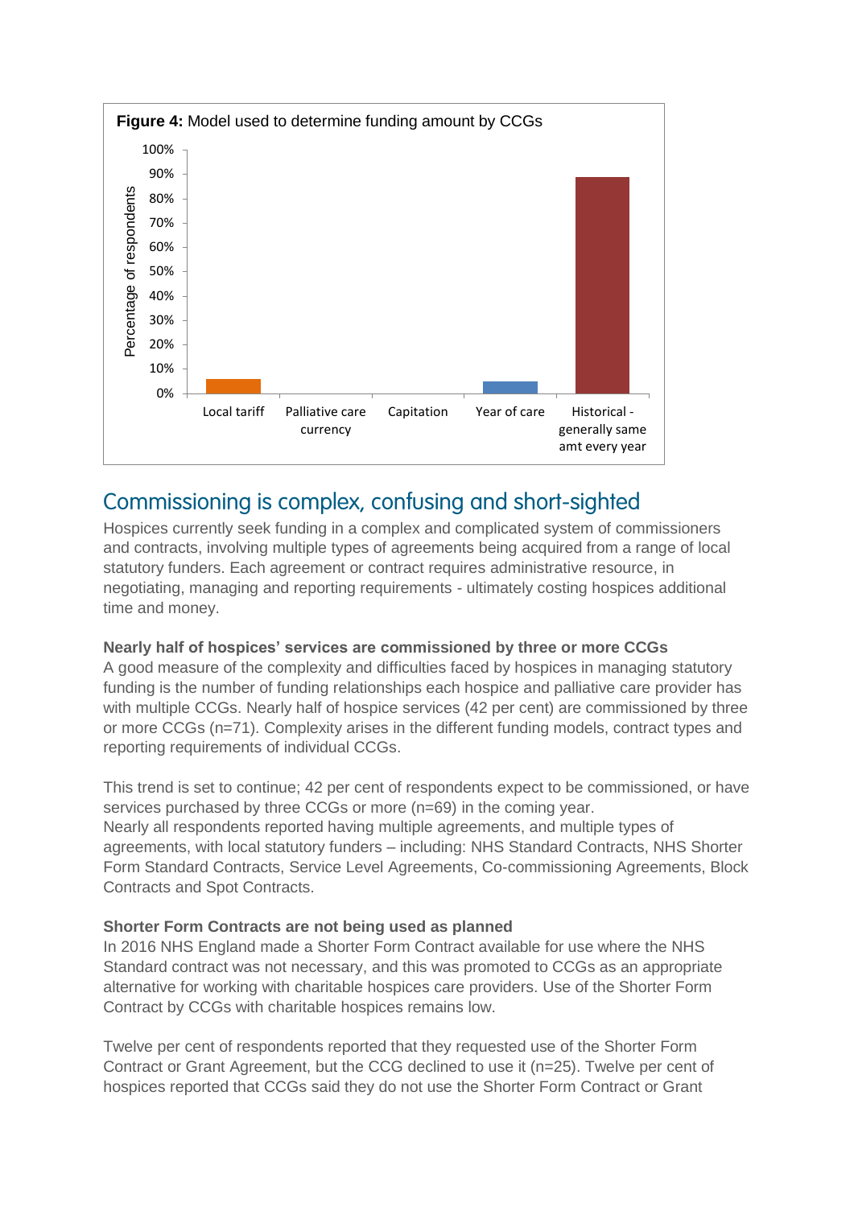**Figure 4:** Model used to determine funding amount by CCGs

| Model | Percentage of respondents |
|---|---|
| Local tariff | ~6% |
| Palliative care currency | 0% |
| Capitation | 0% |
| Year of care | ~5% |
| Historical - generally same amt every year | ~89% |

## Commissioning is complex, confusing and short-sighted

Hospices currently seek funding in a complex and complicated system of commissioners and contracts, involving multiple types of agreements being acquired from a range of local statutory funders. Each agreement or contract requires administrative resource, in negotiating, managing and reporting requirements - ultimately costing hospices additional time and money.

### Nearly half of hospices' services are commissioned by three or more CCGs

A good measure of the complexity and difficulties faced by hospices in managing statutory funding is the number of funding relationships each hospice and palliative care provider has with multiple CCGs. Nearly half of hospice services (42 per cent) are commissioned by three or more CCGs (n=71). Complexity arises in the different funding models, contract types and reporting requirements of individual CCGs.

This trend is set to continue; 42 per cent of respondents expect to be commissioned, or have services purchased by three CCGs or more (n=69) in the coming year.
Nearly all respondents reported having multiple agreements, and multiple types of agreements, with local statutory funders – including: NHS Standard Contracts, NHS Shorter Form Standard Contracts, Service Level Agreements, Co-commissioning Agreements, Block Contracts and Spot Contracts.

### Shorter Form Contracts are not being used as planned

In 2016 NHS England made a Shorter Form Contract available for use where the NHS Standard contract was not necessary, and this was promoted to CCGs as an appropriate alternative for working with charitable hospices care providers. Use of the Shorter Form Contract by CCGs with charitable hospices remains low.

Twelve per cent of respondents reported that they requested use of the Shorter Form Contract or Grant Agreement, but the CCG declined to use it (n=25). Twelve per cent of hospices reported that CCGs said they do not use the Shorter Form Contract or Grant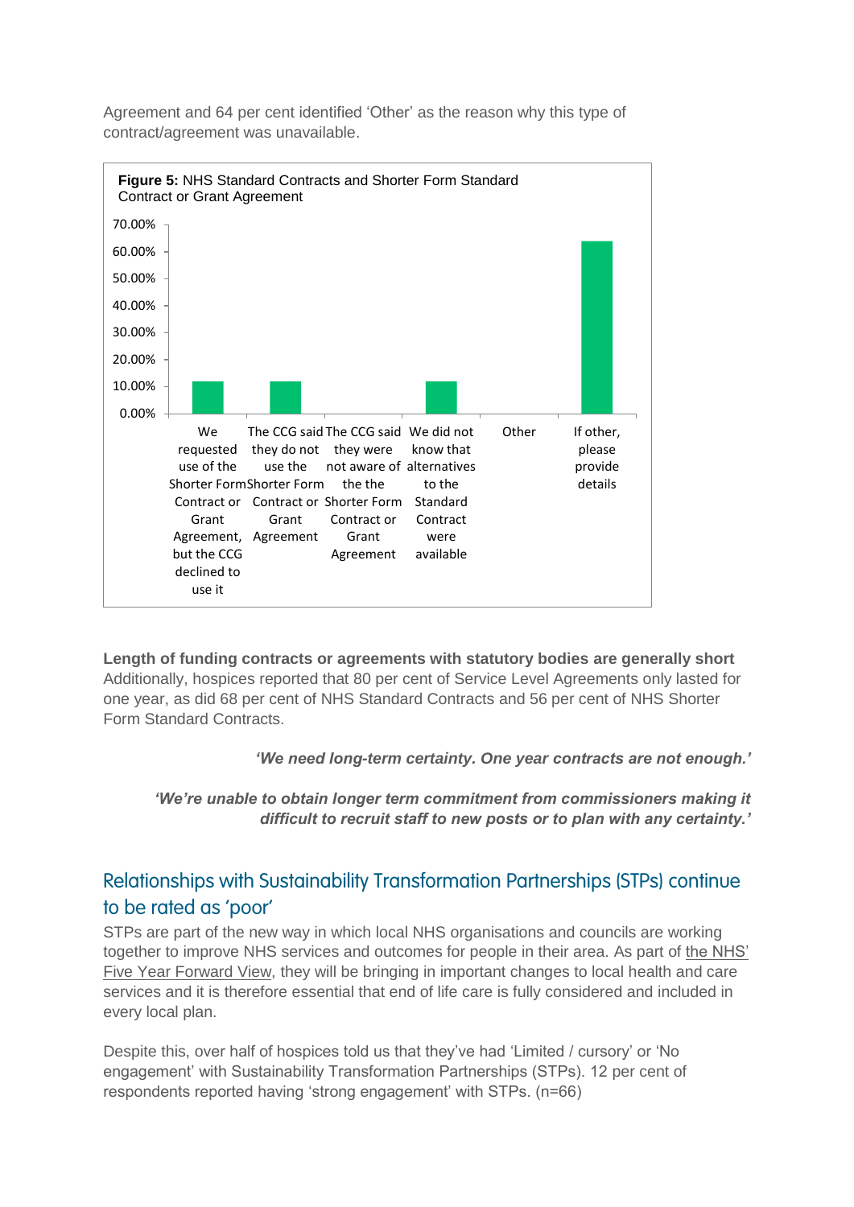Agreement and 64 per cent identified 'Other' as the reason why this type of contract/agreement was unavailable.

**Figure 5:** NHS Standard Contracts and Shorter Form Standard Contract or Grant Agreement

| Response | Percentage |
|---|---|
| We requested use of the Shorter Form Contract or Grant Agreement, but the CCG declined to use it | 12% |
| The CCG said they do not use the Shorter Form Contract or Grant Agreement | 12% |
| The CCG said they were not aware of the the Shorter Form Contract or Grant Agreement | 0% |
| We did not know that alternatives to the Standard Contract were available | 12% |
| Other | 0% |
| If other, please provide details | 64% |

**Length of funding contracts or agreements with statutory bodies are generally short**
Additionally, hospices reported that 80 per cent of Service Level Agreements only lasted for one year, as did 68 per cent of NHS Standard Contracts and 56 per cent of NHS Shorter Form Standard Contracts.

***'We need long-term certainty. One year contracts are not enough.'***

***'We're unable to obtain longer term commitment from commissioners making it difficult to recruit staff to new posts or to plan with any certainty.'***

## Relationships with Sustainability Transformation Partnerships (STPs) continue to be rated as 'poor'

STPs are part of the new way in which local NHS organisations and councils are working together to improve NHS services and outcomes for people in their area. As part of the NHS' Five Year Forward View, they will be bringing in important changes to local health and care services and it is therefore essential that end of life care is fully considered and included in every local plan.

Despite this, over half of hospices told us that they've had 'Limited / cursory' or 'No engagement' with Sustainability Transformation Partnerships (STPs). 12 per cent of respondents reported having 'strong engagement' with STPs. (n=66)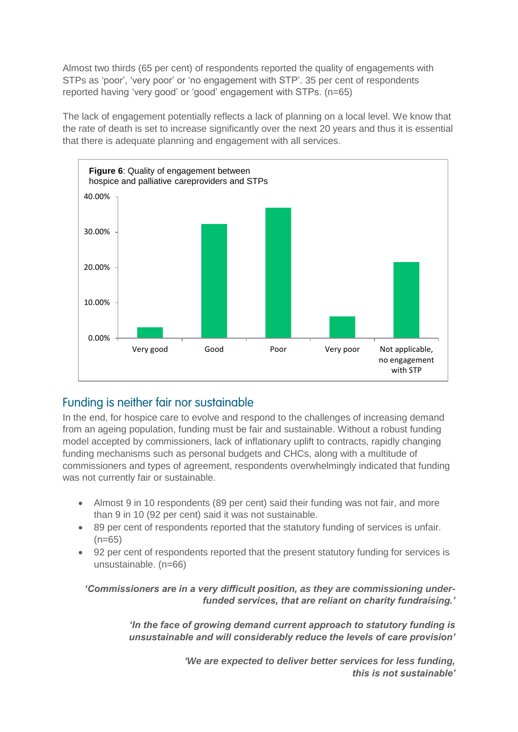Almost two thirds (65 per cent) of respondents reported the quality of engagements with STPs as 'poor', 'very poor' or 'no engagement with STP'. 35 per cent of respondents reported having 'very good' or 'good' engagement with STPs. (n=65)

The lack of engagement potentially reflects a lack of planning on a local level. We know that the rate of death is set to increase significantly over the next 20 years and thus it is essential that there is adequate planning and engagement with all services.

**Figure 6**: Quality of engagement between hospice and palliative careproviders and STPs

## Funding is neither fair nor sustainable

In the end, for hospice care to evolve and respond to the challenges of increasing demand from an ageing population, funding must be fair and sustainable. Without a robust funding model accepted by commissioners, lack of inflationary uplift to contracts, rapidly changing funding mechanisms such as personal budgets and CHCs, along with a multitude of commissioners and types of agreement, respondents overwhelmingly indicated that funding was not currently fair or sustainable.

- Almost 9 in 10 respondents (89 per cent) said their funding was not fair, and more than 9 in 10 (92 per cent) said it was not sustainable.
- 89 per cent of respondents reported that the statutory funding of services is unfair. (n=65)
- 92 per cent of respondents reported that the present statutory funding for services is unsustainable. (n=66)

***'Commissioners are in a very difficult position, as they are commissioning under-funded services, that are reliant on charity fundraising.'***

***'In the face of growing demand current approach to statutory funding is unsustainable and will considerably reduce the levels of care provision'***

***'We are expected to deliver better services for less funding, this is not sustainable'***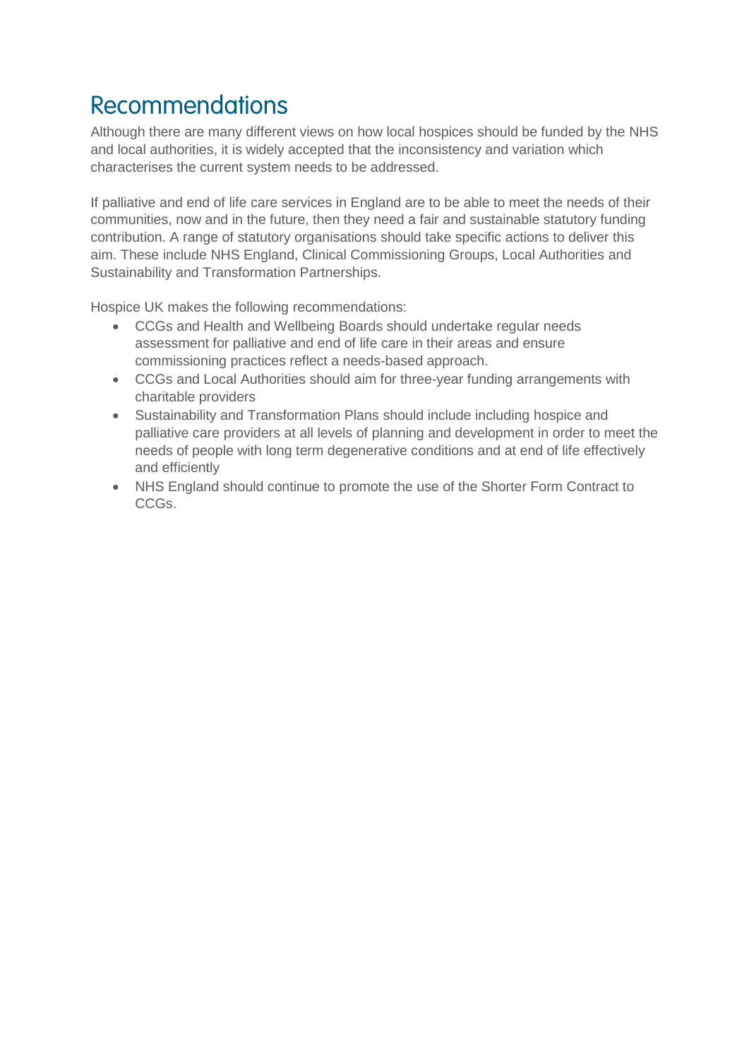# Recommendations

Although there are many different views on how local hospices should be funded by the NHS and local authorities, it is widely accepted that the inconsistency and variation which characterises the current system needs to be addressed.

If palliative and end of life care services in England are to be able to meet the needs of their communities, now and in the future, then they need a fair and sustainable statutory funding contribution. A range of statutory organisations should take specific actions to deliver this aim. These include NHS England, Clinical Commissioning Groups, Local Authorities and Sustainability and Transformation Partnerships.

Hospice UK makes the following recommendations:

- CCGs and Health and Wellbeing Boards should undertake regular needs assessment for palliative and end of life care in their areas and ensure commissioning practices reflect a needs-based approach.
- CCGs and Local Authorities should aim for three-year funding arrangements with charitable providers
- Sustainability and Transformation Plans should include including hospice and palliative care providers at all levels of planning and development in order to meet the needs of people with long term degenerative conditions and at end of life effectively and efficiently
- NHS England should continue to promote the use of the Shorter Form Contract to CCGs.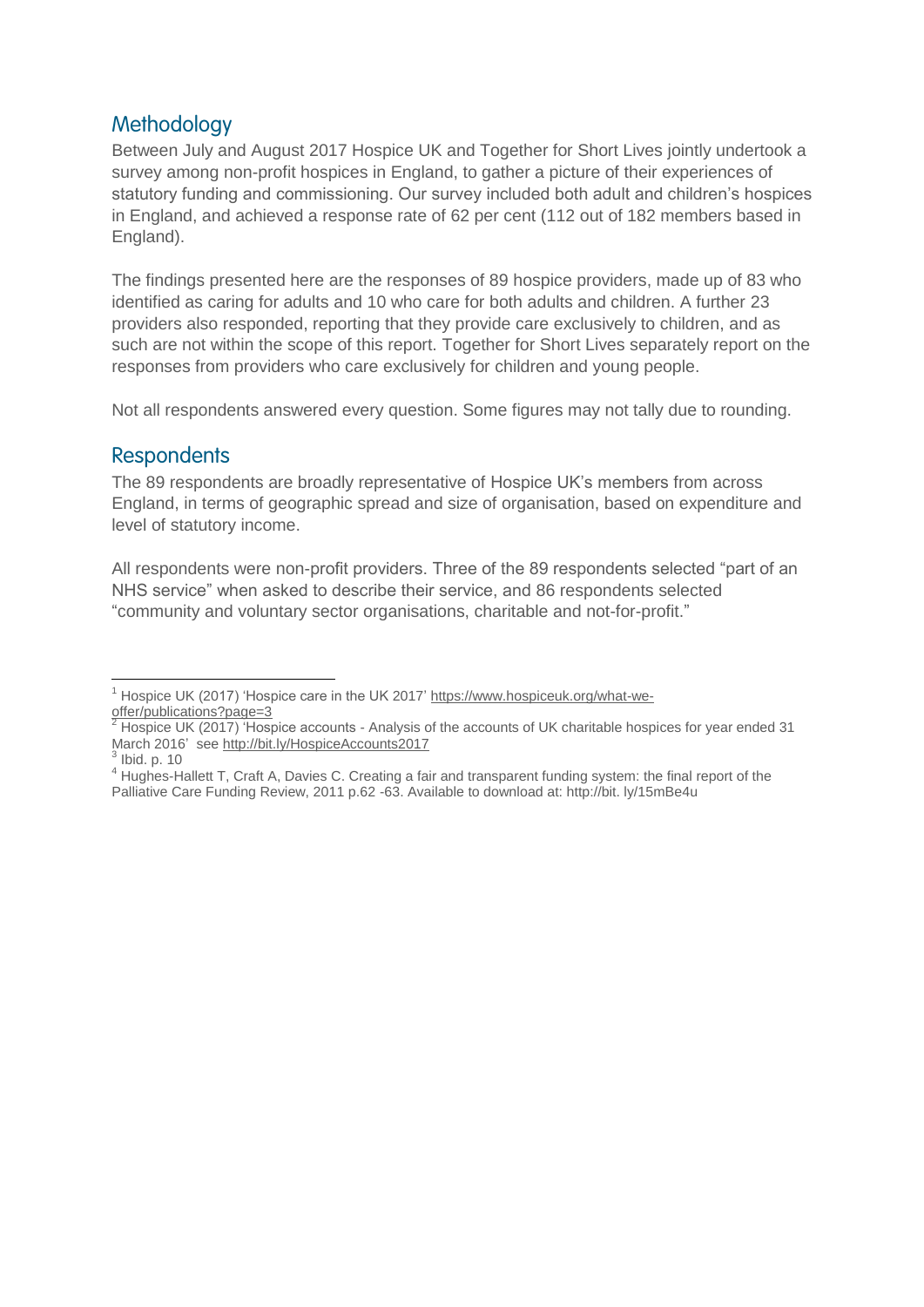## Methodology

Between July and August 2017 Hospice UK and Together for Short Lives jointly undertook a survey among non-profit hospices in England, to gather a picture of their experiences of statutory funding and commissioning. Our survey included both adult and children's hospices in England, and achieved a response rate of 62 per cent (112 out of 182 members based in England).

The findings presented here are the responses of 89 hospice providers, made up of 83 who identified as caring for adults and 10 who care for both adults and children. A further 23 providers also responded, reporting that they provide care exclusively to children, and as such are not within the scope of this report. Together for Short Lives separately report on the responses from providers who care exclusively for children and young people.

Not all respondents answered every question. Some figures may not tally due to rounding.

## Respondents

The 89 respondents are broadly representative of Hospice UK's members from across England, in terms of geographic spread and size of organisation, based on expenditure and level of statutory income.

All respondents were non-profit providers. Three of the 89 respondents selected "part of an NHS service" when asked to describe their service, and 86 respondents selected "community and voluntary sector organisations, charitable and not-for-profit."

---

[1] Hospice UK (2017) 'Hospice care in the UK 2017' https://www.hospiceuk.org/what-we-offer/publications?page=3

[2] Hospice UK (2017) 'Hospice accounts - Analysis of the accounts of UK charitable hospices for year ended 31 March 2016' see http://bit.ly/HospiceAccounts2017

[3] Ibid. p. 10

[4] Hughes-Hallett T, Craft A, Davies C. Creating a fair and transparent funding system: the final report of the Palliative Care Funding Review, 2011 p.62 -63. Available to download at: http://bit. ly/15mBe4u